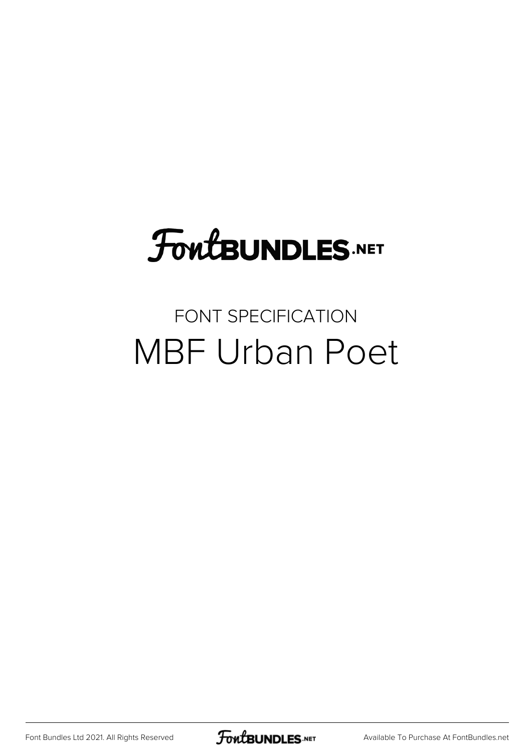FontBUNDLES.NET

FONT SPECIFICATION

# MBF Urban Poet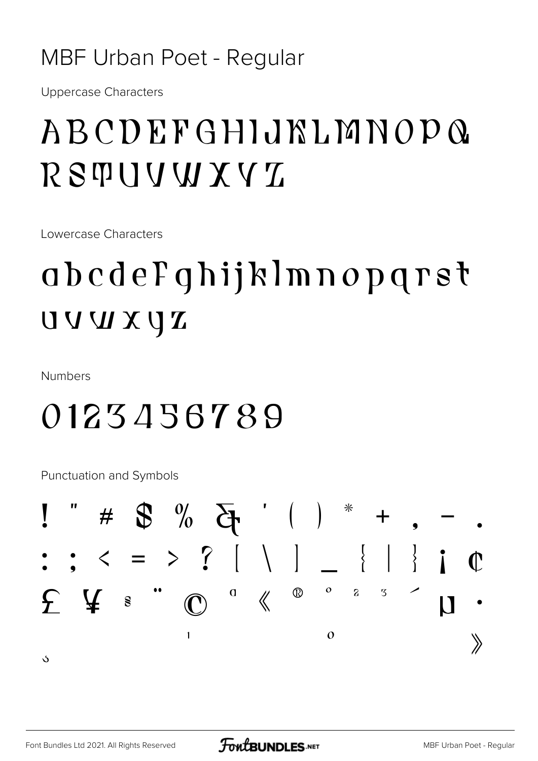# MBF Urban Poet - Regular

Uppercase Characters

ABCDEFGHIJKLMNOPQ
RSTUVWXYZ

Lowercase Characters

abcdefghijklmnopqrst
uvwxyz

Numbers

0123456789

Punctuation and Symbols

! " # $ % & ' ( ) * + , - .
: ; < = > ? [ \ ] _ { | } ¡ ¢
£ ¥ § ¨ © ª « ® ° ² ³ ´ µ ·
¸ ¹ º »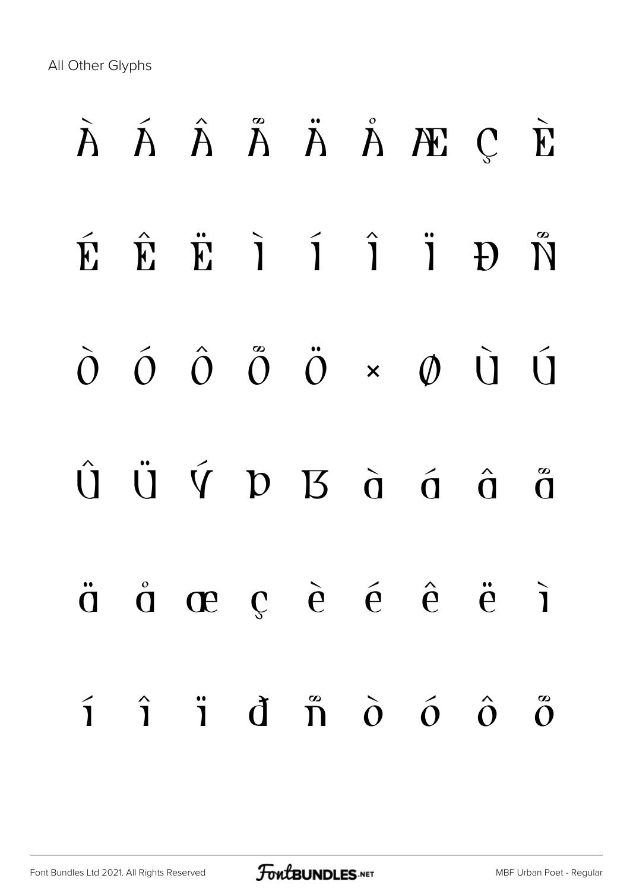All Other Glyphs

À Á Â Ã Ä Å Æ Ç È

É Ê Ë Ì Í Î Ï Ð Ñ

Ò Ó Ô Õ Ö × Ø Ù Ú

Û Ü Ý Þ ß à á â ã

ä å æ ç è é ê ë ì

í î ï ð ñ ò ó ô õ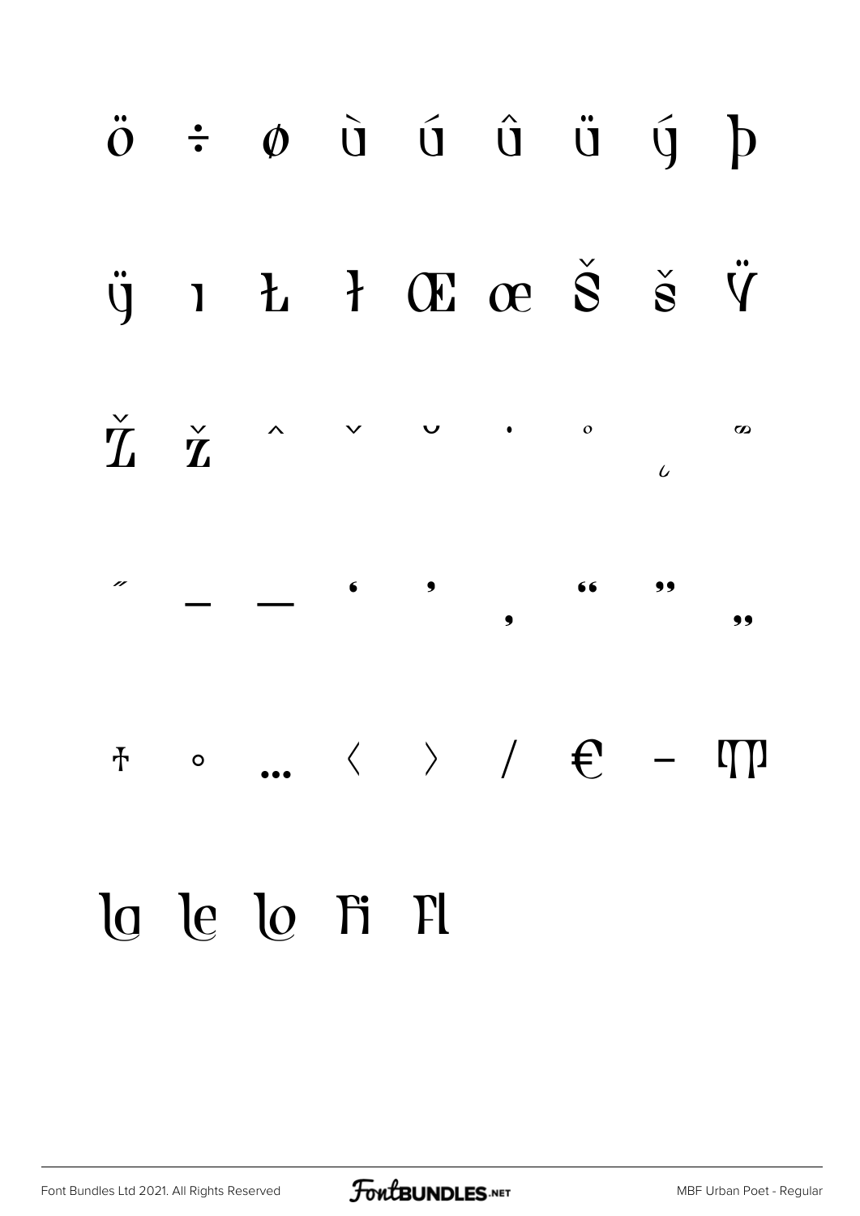ö ÷ ø ù ú û ü ý þ

ÿ ı Ł ł Œ œ Š š Ÿ

Ž ž ˆ ˇ ˘ ˙ ˚ ˛ ˜

˝ – — ‘ ’ ‚ “ ” „

† • … ‹ › ⁄ € − ꟿ

la le lo Fi Fl